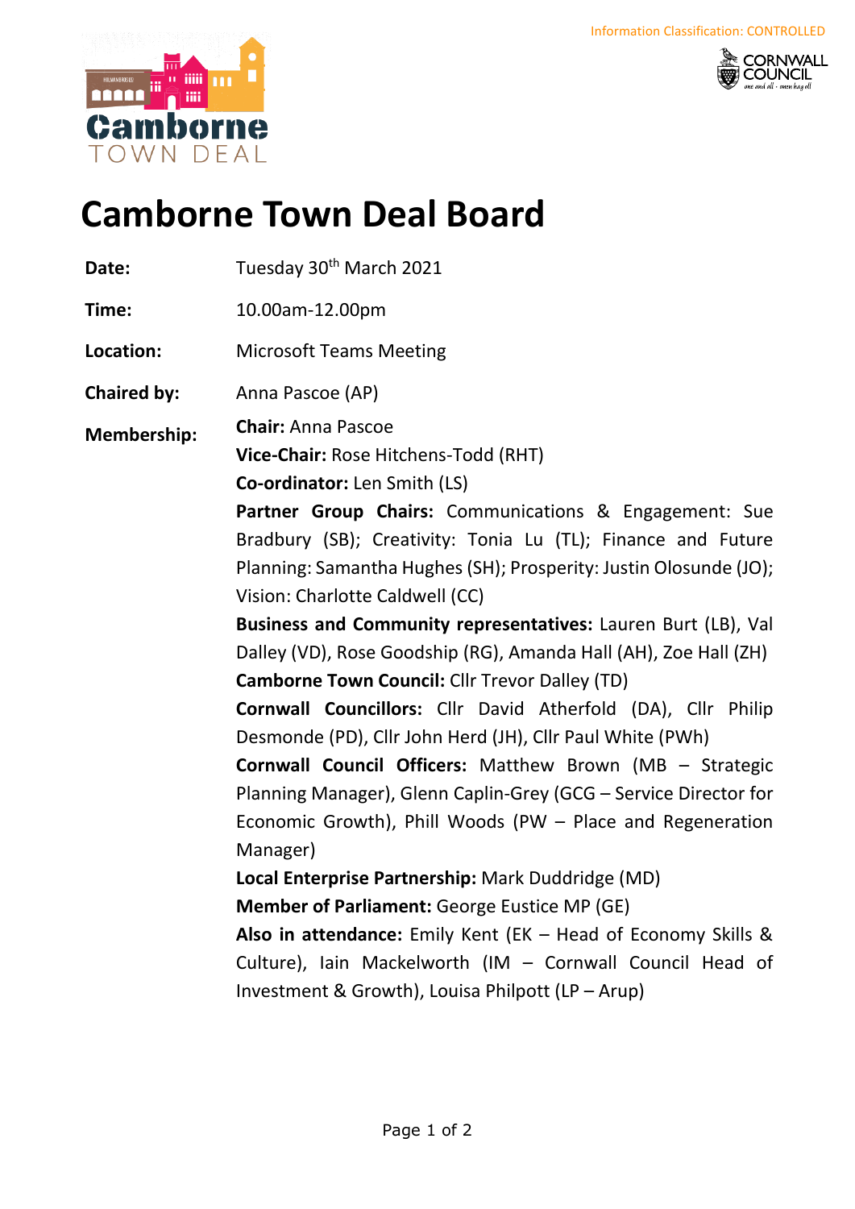Information Classification: CONTROLLED

# Camborne Town Deal Board

| | |
|---|---|
| **Date:** | Tuesday 30th March 2021 |
| **Time:** | 10.00am-12.00pm |
| **Location:** | Microsoft Teams Meeting |
| **Chaired by:** | Anna Pascoe (AP) |
| **Membership:** | **Chair:** Anna Pascoe<br>**Vice-Chair:** Rose Hitchens-Todd (RHT)<br>**Co-ordinator:** Len Smith (LS)<br>**Partner Group Chairs:** Communications & Engagement: Sue Bradbury (SB); Creativity: Tonia Lu (TL); Finance and Future Planning: Samantha Hughes (SH); Prosperity: Justin Olosunde (JO); Vision: Charlotte Caldwell (CC)<br>**Business and Community representatives:** Lauren Burt (LB), Val Dalley (VD), Rose Goodship (RG), Amanda Hall (AH), Zoe Hall (ZH)<br>**Camborne Town Council:** Cllr Trevor Dalley (TD)<br>**Cornwall Councillors:** Cllr David Atherfold (DA), Cllr Philip Desmonde (PD), Cllr John Herd (JH), Cllr Paul White (PWh)<br>**Cornwall Council Officers:** Matthew Brown (MB – Strategic Planning Manager), Glenn Caplin-Grey (GCG – Service Director for Economic Growth), Phill Woods (PW – Place and Regeneration Manager)<br>**Local Enterprise Partnership:** Mark Duddridge (MD)<br>**Member of Parliament:** George Eustice MP (GE)<br>**Also in attendance:** Emily Kent (EK – Head of Economy Skills & Culture), Iain Mackelworth (IM – Cornwall Council Head of Investment & Growth), Louisa Philpott (LP – Arup) |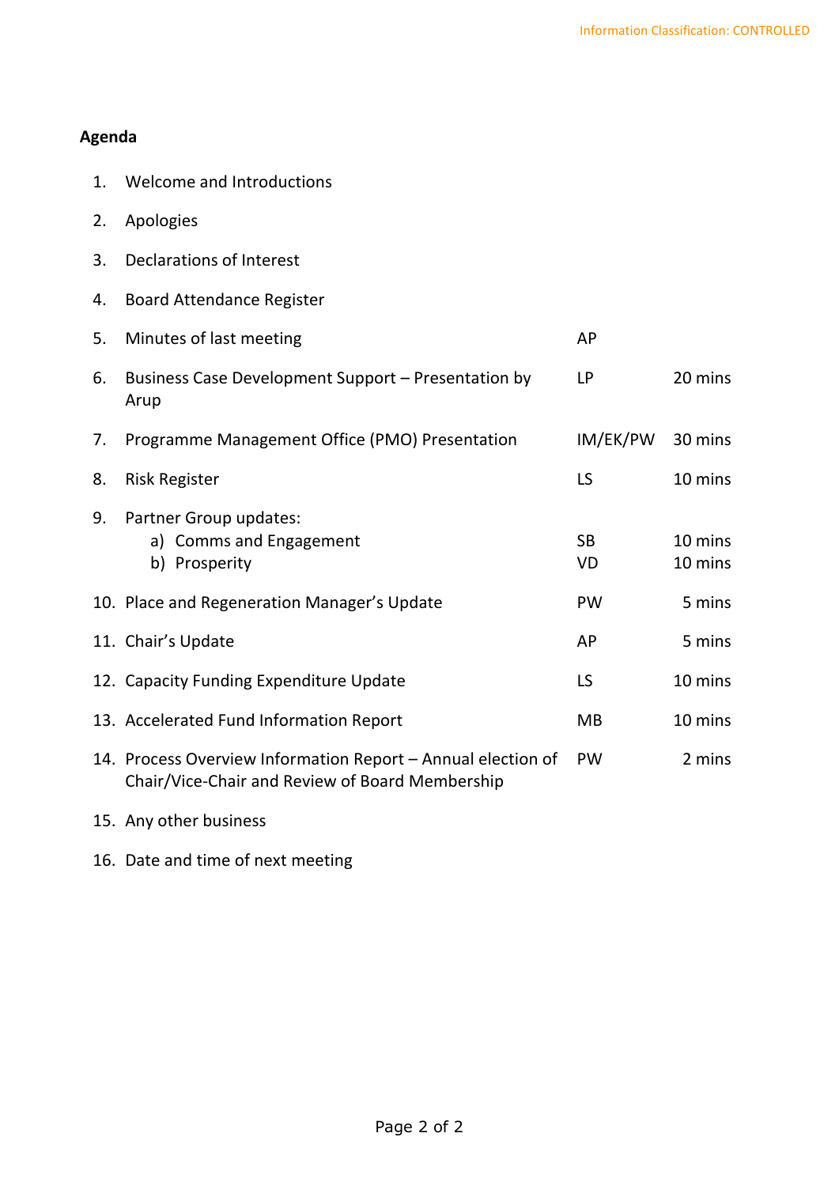**Agenda**

| | | | |
|---|---|---|---|
| 1. | Welcome and Introductions | | |
| 2. | Apologies | | |
| 3. | Declarations of Interest | | |
| 4. | Board Attendance Register | | |
| 5. | Minutes of last meeting | AP | |
| 6. | Business Case Development Support – Presentation by Arup | LP | 20 mins |
| 7. | Programme Management Office (PMO) Presentation | IM/EK/PW | 30 mins |
| 8. | Risk Register | LS | 10 mins |
| 9. | Partner Group updates: | | |
| | a) Comms and Engagement | SB | 10 mins |
| | b) Prosperity | VD | 10 mins |
| 10. | Place and Regeneration Manager's Update | PW | 5 mins |
| 11. | Chair's Update | AP | 5 mins |
| 12. | Capacity Funding Expenditure Update | LS | 10 mins |
| 13. | Accelerated Fund Information Report | MB | 10 mins |
| 14. | Process Overview Information Report – Annual election of Chair/Vice-Chair and Review of Board Membership | PW | 2 mins |
| 15. | Any other business | | |
| 16. | Date and time of next meeting | | |